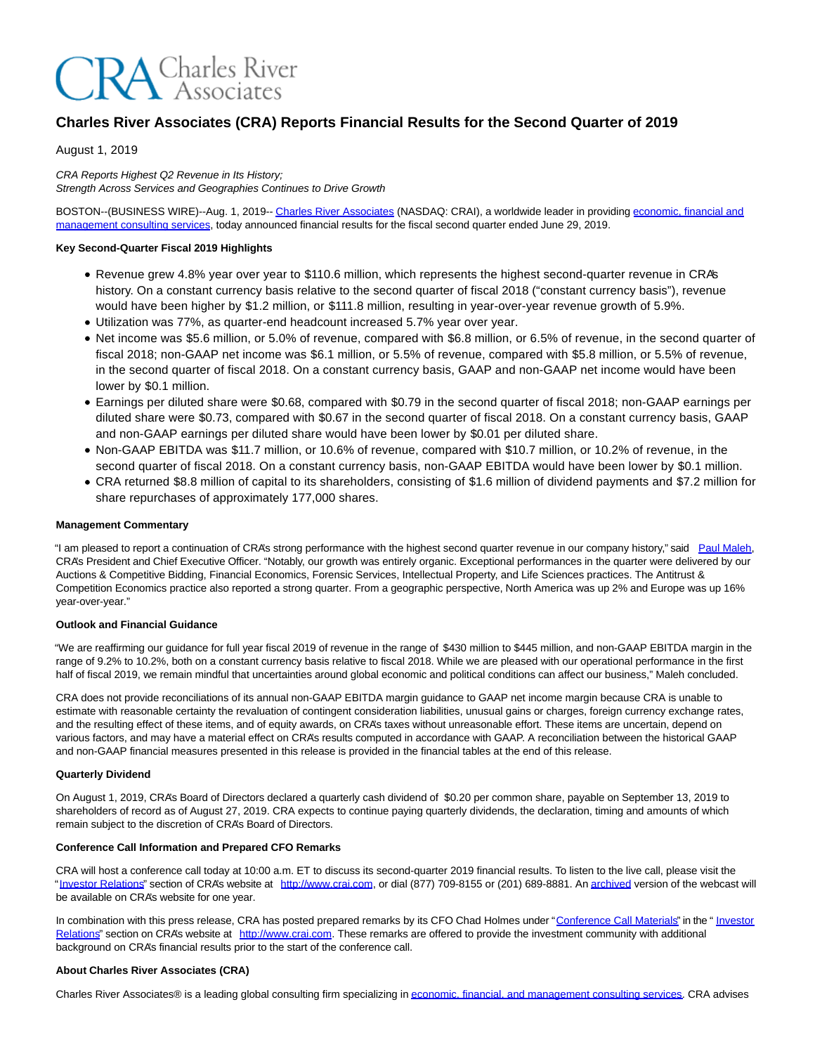CRA Charles River Associates

# Charles River Associates (CRA) Reports Financial Results for the Second Quarter of 2019

August 1, 2019

*CRA Reports Highest Q2 Revenue in Its History;*
*Strength Across Services and Geographies Continues to Drive Growth*

BOSTON--(BUSINESS WIRE)--Aug. 1, 2019-- Charles River Associates (NASDAQ: CRAI), a worldwide leader in providing economic, financial and management consulting services, today announced financial results for the fiscal second quarter ended June 29, 2019.

**Key Second-Quarter Fiscal 2019 Highlights**

- Revenue grew 4.8% year over year to $110.6 million, which represents the highest second-quarter revenue in CRA's history. On a constant currency basis relative to the second quarter of fiscal 2018 ("constant currency basis"), revenue would have been higher by $1.2 million, or $111.8 million, resulting in year-over-year revenue growth of 5.9%.
- Utilization was 77%, as quarter-end headcount increased 5.7% year over year.
- Net income was $5.6 million, or 5.0% of revenue, compared with $6.8 million, or 6.5% of revenue, in the second quarter of fiscal 2018; non-GAAP net income was $6.1 million, or 5.5% of revenue, compared with $5.8 million, or 5.5% of revenue, in the second quarter of fiscal 2018. On a constant currency basis, GAAP and non-GAAP net income would have been lower by $0.1 million.
- Earnings per diluted share were $0.68, compared with $0.79 in the second quarter of fiscal 2018; non-GAAP earnings per diluted share were $0.73, compared with $0.67 in the second quarter of fiscal 2018. On a constant currency basis, GAAP and non-GAAP earnings per diluted share would have been lower by $0.01 per diluted share.
- Non-GAAP EBITDA was $11.7 million, or 10.6% of revenue, compared with $10.7 million, or 10.2% of revenue, in the second quarter of fiscal 2018. On a constant currency basis, non-GAAP EBITDA would have been lower by $0.1 million.
- CRA returned $8.8 million of capital to its shareholders, consisting of $1.6 million of dividend payments and $7.2 million for share repurchases of approximately 177,000 shares.

**Management Commentary**

"I am pleased to report a continuation of CRA's strong performance with the highest second quarter revenue in our company history," said Paul Maleh, CRA's President and Chief Executive Officer. "Notably, our growth was entirely organic. Exceptional performances in the quarter were delivered by our Auctions & Competitive Bidding, Financial Economics, Forensic Services, Intellectual Property, and Life Sciences practices. The Antitrust & Competition Economics practice also reported a strong quarter. From a geographic perspective, North America was up 2% and Europe was up 16% year-over-year."

**Outlook and Financial Guidance**

"We are reaffirming our guidance for full year fiscal 2019 of revenue in the range of $430 million to $445 million, and non-GAAP EBITDA margin in the range of 9.2% to 10.2%, both on a constant currency basis relative to fiscal 2018. While we are pleased with our operational performance in the first half of fiscal 2019, we remain mindful that uncertainties around global economic and political conditions can affect our business," Maleh concluded.

CRA does not provide reconciliations of its annual non-GAAP EBITDA margin guidance to GAAP net income margin because CRA is unable to estimate with reasonable certainty the revaluation of contingent consideration liabilities, unusual gains or charges, foreign currency exchange rates, and the resulting effect of these items, and of equity awards, on CRA's taxes without unreasonable effort. These items are uncertain, depend on various factors, and may have a material effect on CRA's results computed in accordance with GAAP. A reconciliation between the historical GAAP and non-GAAP financial measures presented in this release is provided in the financial tables at the end of this release.

**Quarterly Dividend**

On August 1, 2019, CRA's Board of Directors declared a quarterly cash dividend of $0.20 per common share, payable on September 13, 2019 to shareholders of record as of August 27, 2019. CRA expects to continue paying quarterly dividends, the declaration, timing and amounts of which remain subject to the discretion of CRA's Board of Directors.

**Conference Call Information and Prepared CFO Remarks**

CRA will host a conference call today at 10:00 a.m. ET to discuss its second-quarter 2019 financial results. To listen to the live call, please visit the "Investor Relations" section of CRA's website at http://www.crai.com, or dial (877) 709-8155 or (201) 689-8881. An archived version of the webcast will be available on CRA's website for one year.

In combination with this press release, CRA has posted prepared remarks by its CFO Chad Holmes under "Conference Call Materials" in the "Investor Relations" section on CRA's website at http://www.crai.com. These remarks are offered to provide the investment community with additional background on CRA's financial results prior to the start of the conference call.

**About Charles River Associates (CRA)**

Charles River Associates® is a leading global consulting firm specializing in economic, financial, and management consulting services. CRA advises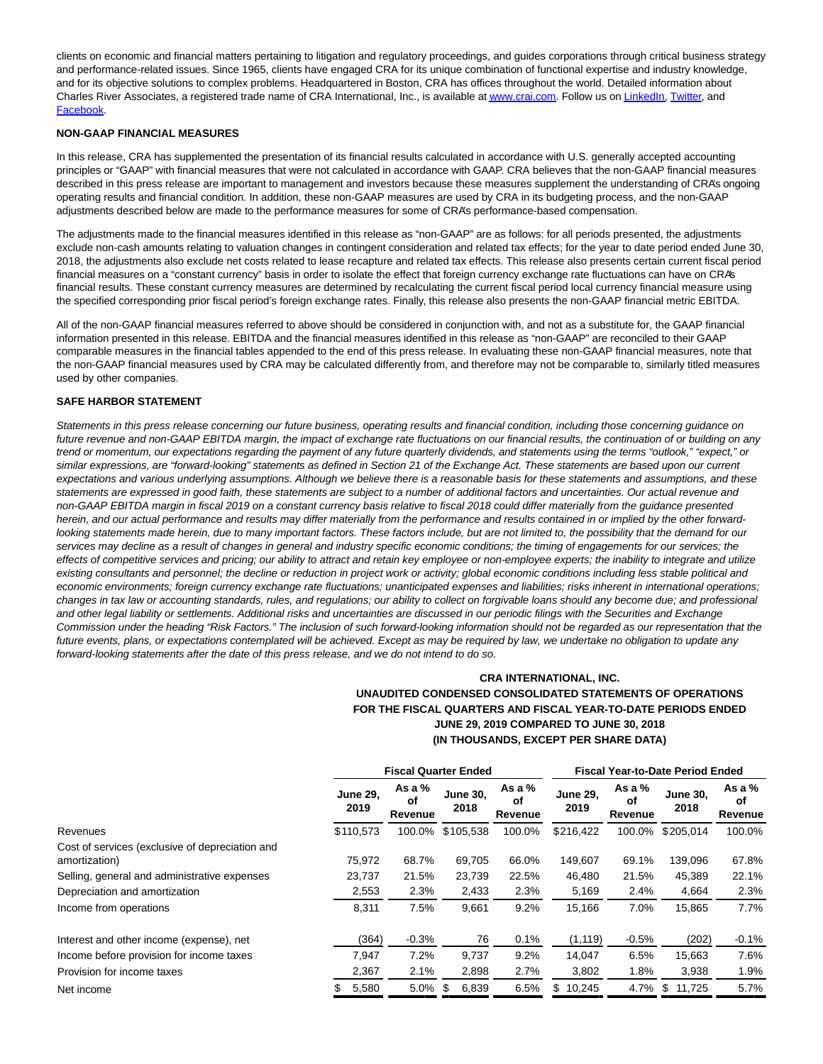clients on economic and financial matters pertaining to litigation and regulatory proceedings, and guides corporations through critical business strategy and performance-related issues. Since 1965, clients have engaged CRA for its unique combination of functional expertise and industry knowledge, and for its objective solutions to complex problems. Headquartered in Boston, CRA has offices throughout the world. Detailed information about Charles River Associates, a registered trade name of CRA International, Inc., is available at www.crai.com. Follow us on LinkedIn, Twitter, and Facebook.

**NON-GAAP FINANCIAL MEASURES**

In this release, CRA has supplemented the presentation of its financial results calculated in accordance with U.S. generally accepted accounting principles or "GAAP" with financial measures that were not calculated in accordance with GAAP. CRA believes that the non-GAAP financial measures described in this press release are important to management and investors because these measures supplement the understanding of CRA's ongoing operating results and financial condition. In addition, these non-GAAP measures are used by CRA in its budgeting process, and the non-GAAP adjustments described below are made to the performance measures for some of CRA's performance-based compensation.

The adjustments made to the financial measures identified in this release as "non-GAAP" are as follows: for all periods presented, the adjustments exclude non-cash amounts relating to valuation changes in contingent consideration and related tax effects; for the year to date period ended June 30, 2018, the adjustments also exclude net costs related to lease recapture and related tax effects. This release also presents certain current fiscal period financial measures on a "constant currency" basis in order to isolate the effect that foreign currency exchange rate fluctuations can have on CRA's financial results. These constant currency measures are determined by recalculating the current fiscal period local currency financial measure using the specified corresponding prior fiscal period's foreign exchange rates. Finally, this release also presents the non-GAAP financial metric EBITDA.

All of the non-GAAP financial measures referred to above should be considered in conjunction with, and not as a substitute for, the GAAP financial information presented in this release. EBITDA and the financial measures identified in this release as "non-GAAP" are reconciled to their GAAP comparable measures in the financial tables appended to the end of this press release. In evaluating these non-GAAP financial measures, note that the non-GAAP financial measures used by CRA may be calculated differently from, and therefore may not be comparable to, similarly titled measures used by other companies.

**SAFE HARBOR STATEMENT**

*Statements in this press release concerning our future business, operating results and financial condition, including those concerning guidance on future revenue and non-GAAP EBITDA margin, the impact of exchange rate fluctuations on our financial results, the continuation of or building on any trend or momentum, our expectations regarding the payment of any future quarterly dividends, and statements using the terms "outlook," "expect," or similar expressions, are "forward-looking" statements as defined in Section 21 of the Exchange Act. These statements are based upon our current expectations and various underlying assumptions. Although we believe there is a reasonable basis for these statements and assumptions, and these statements are expressed in good faith, these statements are subject to a number of additional factors and uncertainties. Our actual revenue and non-GAAP EBITDA margin in fiscal 2019 on a constant currency basis relative to fiscal 2018 could differ materially from the guidance presented herein, and our actual performance and results may differ materially from the performance and results contained in or implied by the other forward-looking statements made herein, due to many important factors. These factors include, but are not limited to, the possibility that the demand for our services may decline as a result of changes in general and industry specific economic conditions; the timing of engagements for our services; the effects of competitive services and pricing; our ability to attract and retain key employee or non-employee experts; the inability to integrate and utilize existing consultants and personnel; the decline or reduction in project work or activity; global economic conditions including less stable political and economic environments; foreign currency exchange rate fluctuations; unanticipated expenses and liabilities; risks inherent in international operations; changes in tax law or accounting standards, rules, and regulations; our ability to collect on forgivable loans should any become due; and professional and other legal liability or settlements. Additional risks and uncertainties are discussed in our periodic filings with the Securities and Exchange Commission under the heading "Risk Factors." The inclusion of such forward-looking information should not be regarded as our representation that the future events, plans, or expectations contemplated will be achieved. Except as may be required by law, we undertake no obligation to update any forward-looking statements after the date of this press release, and we do not intend to do so.*

**CRA INTERNATIONAL, INC.**
**UNAUDITED CONDENSED CONSOLIDATED STATEMENTS OF OPERATIONS**
**FOR THE FISCAL QUARTERS AND FISCAL YEAR-TO-DATE PERIODS ENDED**
**JUNE 29, 2019 COMPARED TO JUNE 30, 2018**
**(IN THOUSANDS, EXCEPT PER SHARE DATA)**

| | Fiscal Quarter Ended | | | | Fiscal Year-to-Date Period Ended | | | |
|---|---|---|---|---|---|---|---|---|
| | June 29, 2019 | As a % of Revenue | June 30, 2018 | As a % of Revenue | June 29, 2019 | As a % of Revenue | June 30, 2018 | As a % of Revenue |
| Revenues | $110,573 | 100.0% | $105,538 | 100.0% | $216,422 | 100.0% | $205,014 | 100.0% |
| Cost of services (exclusive of depreciation and amortization) | 75,972 | 68.7% | 69,705 | 66.0% | 149,607 | 69.1% | 139,096 | 67.8% |
| Selling, general and administrative expenses | 23,737 | 21.5% | 23,739 | 22.5% | 46,480 | 21.5% | 45,389 | 22.1% |
| Depreciation and amortization | 2,553 | 2.3% | 2,433 | 2.3% | 5,169 | 2.4% | 4,664 | 2.3% |
| Income from operations | 8,311 | 7.5% | 9,661 | 9.2% | 15,166 | 7.0% | 15,865 | 7.7% |
| Interest and other income (expense), net | (364) | -0.3% | 76 | 0.1% | (1,119) | -0.5% | (202) | -0.1% |
| Income before provision for income taxes | 7,947 | 7.2% | 9,737 | 9.2% | 14,047 | 6.5% | 15,663 | 7.6% |
| Provision for income taxes | 2,367 | 2.1% | 2,898 | 2.7% | 3,802 | 1.8% | 3,938 | 1.9% |
| Net income | $ 5,580 | 5.0% | $ 6,839 | 6.5% | $ 10,245 | 4.7% | $ 11,725 | 5.7% |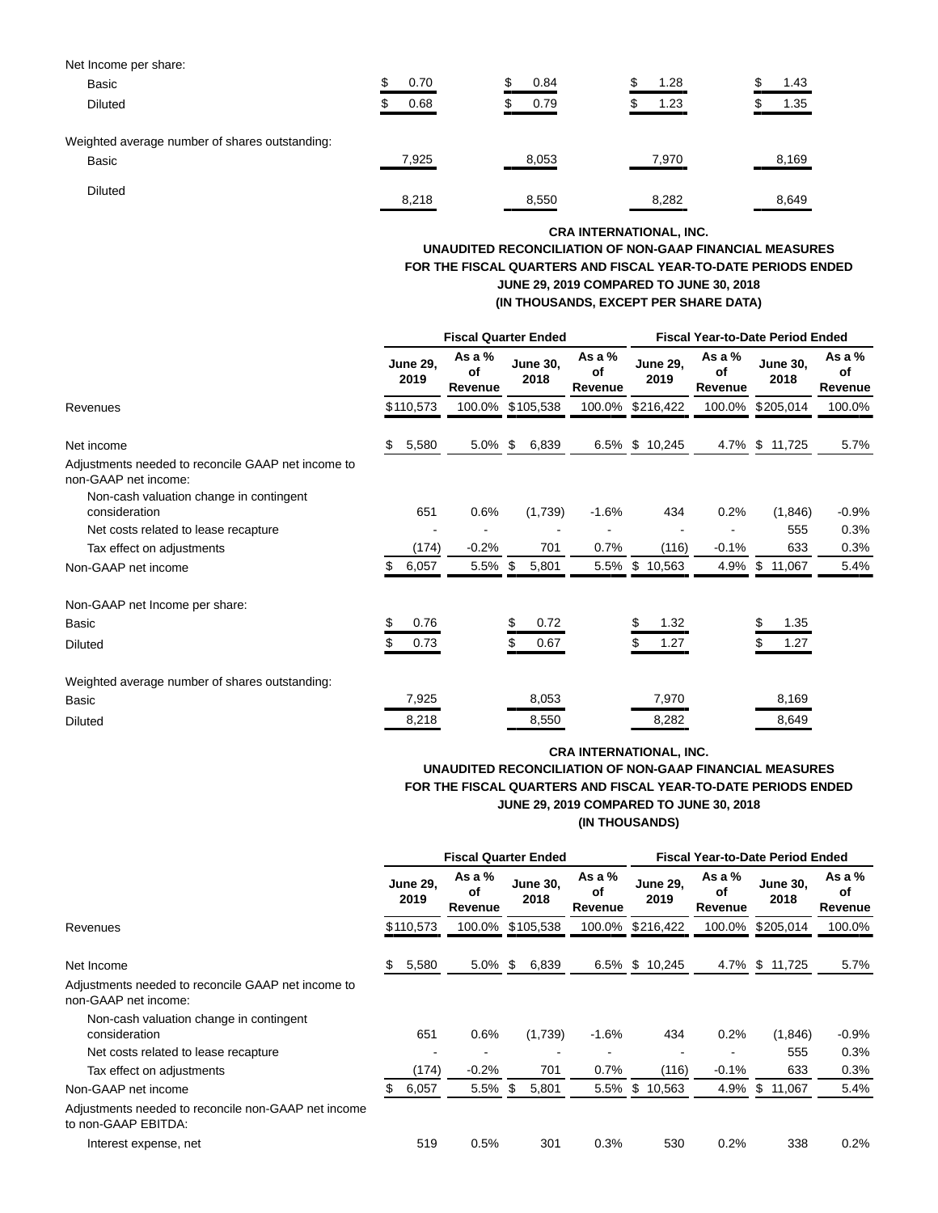| | | | | |
|---|---|---|---|---|
| Net Income per share: | | | | |
| Basic | $ 0.70 | $ 0.84 | $ 1.28 | $ 1.43 |
| Diluted | $ 0.68 | $ 0.79 | $ 1.23 | $ 1.35 |
| Weighted average number of shares outstanding: | | | | |
| Basic | 7,925 | 8,053 | 7,970 | 8,169 |
| Diluted | 8,218 | 8,550 | 8,282 | 8,649 |

**CRA INTERNATIONAL, INC.**
**UNAUDITED RECONCILIATION OF NON-GAAP FINANCIAL MEASURES**
**FOR THE FISCAL QUARTERS AND FISCAL YEAR-TO-DATE PERIODS ENDED**
**JUNE 29, 2019 COMPARED TO JUNE 30, 2018**
**(IN THOUSANDS, EXCEPT PER SHARE DATA)**

| | Fiscal Quarter Ended | | | | Fiscal Year-to-Date Period Ended | | | |
|---|---|---|---|---|---|---|---|---|
| | June 29, 2019 | As a % of Revenue | June 30, 2018 | As a % of Revenue | June 29, 2019 | As a % of Revenue | June 30, 2018 | As a % of Revenue |
| Revenues | $110,573 | 100.0% | $105,538 | 100.0% | $216,422 | 100.0% | $205,014 | 100.0% |
| Net income | $ 5,580 | 5.0% | $ 6,839 | 6.5% | $ 10,245 | 4.7% | $ 11,725 | 5.7% |
| Adjustments needed to reconcile GAAP net income to non-GAAP net income: | | | | | | | | |
| Non-cash valuation change in contingent consideration | 651 | 0.6% | (1,739) | -1.6% | 434 | 0.2% | (1,846) | -0.9% |
| Net costs related to lease recapture | - | - | - | - | - | - | 555 | 0.3% |
| Tax effect on adjustments | (174) | -0.2% | 701 | 0.7% | (116) | -0.1% | 633 | 0.3% |
| Non-GAAP net income | $ 6,057 | 5.5% | $ 5,801 | 5.5% | $ 10,563 | 4.9% | $ 11,067 | 5.4% |
| Non-GAAP net Income per share: | | | | | | | | |
| Basic | $ 0.76 | | $ 0.72 | | $ 1.32 | | $ 1.35 | |
| Diluted | $ 0.73 | | $ 0.67 | | $ 1.27 | | $ 1.27 | |
| Weighted average number of shares outstanding: | | | | | | | | |
| Basic | 7,925 | | 8,053 | | 7,970 | | 8,169 | |
| Diluted | 8,218 | | 8,550 | | 8,282 | | 8,649 | |

**CRA INTERNATIONAL, INC.**
**UNAUDITED RECONCILIATION OF NON-GAAP FINANCIAL MEASURES**
**FOR THE FISCAL QUARTERS AND FISCAL YEAR-TO-DATE PERIODS ENDED**
**JUNE 29, 2019 COMPARED TO JUNE 30, 2018**
**(IN THOUSANDS)**

| | Fiscal Quarter Ended | | | | Fiscal Year-to-Date Period Ended | | | |
|---|---|---|---|---|---|---|---|---|
| | June 29, 2019 | As a % of Revenue | June 30, 2018 | As a % of Revenue | June 29, 2019 | As a % of Revenue | June 30, 2018 | As a % of Revenue |
| Revenues | $110,573 | 100.0% | $105,538 | 100.0% | $216,422 | 100.0% | $205,014 | 100.0% |
| Net Income | $ 5,580 | 5.0% | $ 6,839 | 6.5% | $ 10,245 | 4.7% | $ 11,725 | 5.7% |
| Adjustments needed to reconcile GAAP net income to non-GAAP net income: | | | | | | | | |
| Non-cash valuation change in contingent consideration | 651 | 0.6% | (1,739) | -1.6% | 434 | 0.2% | (1,846) | -0.9% |
| Net costs related to lease recapture | - | - | - | - | - | - | 555 | 0.3% |
| Tax effect on adjustments | (174) | -0.2% | 701 | 0.7% | (116) | -0.1% | 633 | 0.3% |
| Non-GAAP net income | $ 6,057 | 5.5% | $ 5,801 | 5.5% | $ 10,563 | 4.9% | $ 11,067 | 5.4% |
| Adjustments needed to reconcile non-GAAP net income to non-GAAP EBITDA: | | | | | | | | |
| Interest expense, net | 519 | 0.5% | 301 | 0.3% | 530 | 0.2% | 338 | 0.2% |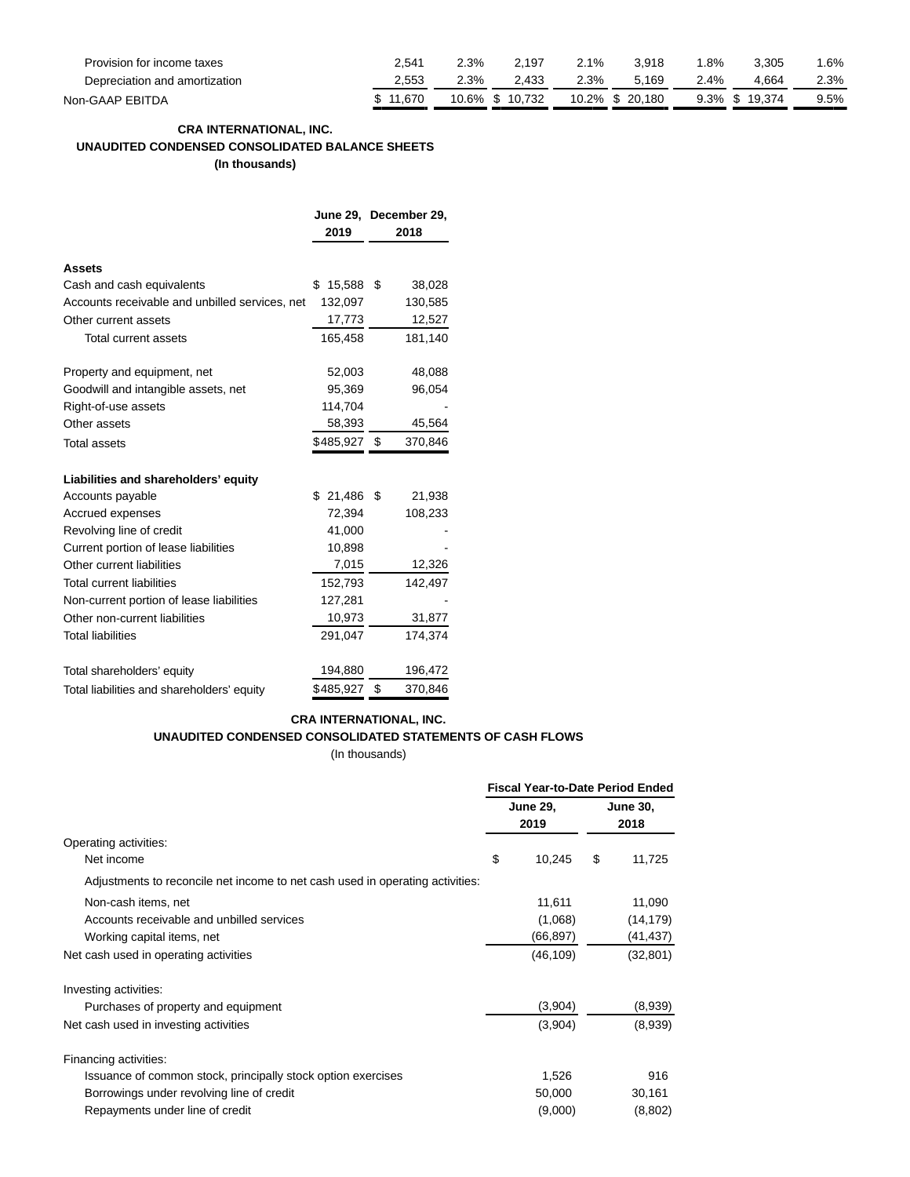| | | | | | | | | |
|---|---|---|---|---|---|---|---|---|
| Provision for income taxes | 2,541 | 2.3% | 2,197 | 2.1% | 3,918 | 1.8% | 3,305 | 1.6% |
| Depreciation and amortization | 2,553 | 2.3% | 2,433 | 2.3% | 5,169 | 2.4% | 4,664 | 2.3% |
| Non-GAAP EBITDA | $ 11,670 | 10.6% | $ 10,732 | 10.2% | $ 20,180 | 9.3% | $ 19,374 | 9.5% |

**CRA INTERNATIONAL, INC.**
**UNAUDITED CONDENSED CONSOLIDATED BALANCE SHEETS**
**(In thousands)**

| | June 29, 2019 | December 29, 2018 |
|---|---|---|
| **Assets** | | |
| Cash and cash equivalents | $ 15,588 | $ 38,028 |
| Accounts receivable and unbilled services, net | 132,097 | 130,585 |
| Other current assets | 17,773 | 12,527 |
| Total current assets | 165,458 | 181,140 |
| | | |
| Property and equipment, net | 52,003 | 48,088 |
| Goodwill and intangible assets, net | 95,369 | 96,054 |
| Right-of-use assets | 114,704 | - |
| Other assets | 58,393 | 45,564 |
| Total assets | $485,927 | $ 370,846 |
| | | |
| **Liabilities and shareholders' equity** | | |
| Accounts payable | $ 21,486 | $ 21,938 |
| Accrued expenses | 72,394 | 108,233 |
| Revolving line of credit | 41,000 | - |
| Current portion of lease liabilities | 10,898 | - |
| Other current liabilities | 7,015 | 12,326 |
| Total current liabilities | 152,793 | 142,497 |
| Non-current portion of lease liabilities | 127,281 | - |
| Other non-current liabilities | 10,973 | 31,877 |
| Total liabilities | 291,047 | 174,374 |
| | | |
| Total shareholders' equity | 194,880 | 196,472 |
| Total liabilities and shareholders' equity | $485,927 | $ 370,846 |

**CRA INTERNATIONAL, INC.**
**UNAUDITED CONDENSED CONSOLIDATED STATEMENTS OF CASH FLOWS**
(In thousands)

| | Fiscal Year-to-Date Period Ended | |
|---|---|---|
| | June 29, 2019 | June 30, 2018 |
| Operating activities: | | |
| Net income | $ 10,245 | $ 11,725 |
| Adjustments to reconcile net income to net cash used in operating activities: | | |
| Non-cash items, net | 11,611 | 11,090 |
| Accounts receivable and unbilled services | (1,068) | (14,179) |
| Working capital items, net | (66,897) | (41,437) |
| Net cash used in operating activities | (46,109) | (32,801) |
| | | |
| Investing activities: | | |
| Purchases of property and equipment | (3,904) | (8,939) |
| Net cash used in investing activities | (3,904) | (8,939) |
| | | |
| Financing activities: | | |
| Issuance of common stock, principally stock option exercises | 1,526 | 916 |
| Borrowings under revolving line of credit | 50,000 | 30,161 |
| Repayments under line of credit | (9,000) | (8,802) |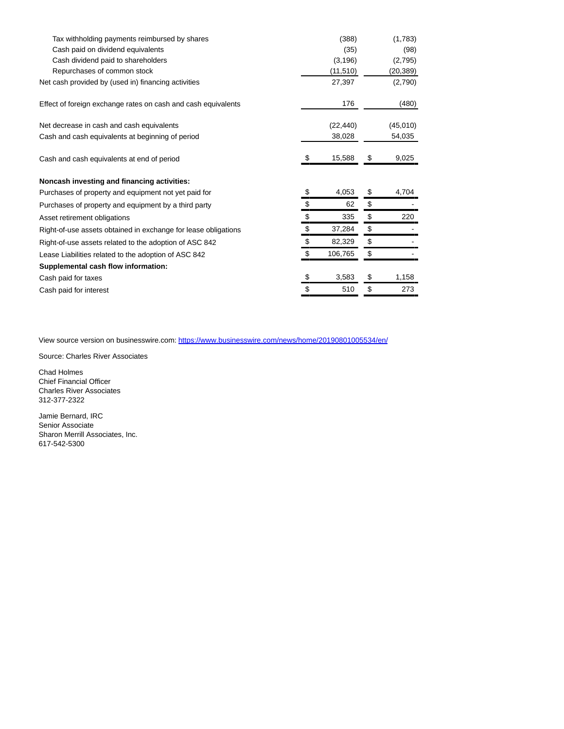| | | |
|---|---|---|
| Tax withholding payments reimbursed by shares | (388) | (1,783) |
| Cash paid on dividend equivalents | (35) | (98) |
| Cash dividend paid to shareholders | (3,196) | (2,795) |
| Repurchases of common stock | (11,510) | (20,389) |
| Net cash provided by (used in) financing activities | 27,397 | (2,790) |
| Effect of foreign exchange rates on cash and cash equivalents | 176 | (480) |
| Net decrease in cash and cash equivalents | (22,440) | (45,010) |
| Cash and cash equivalents at beginning of period | 38,028 | 54,035 |
| Cash and cash equivalents at end of period | $ 15,588 | $ 9,025 |
| **Noncash investing and financing activities:** | | |
| Purchases of property and equipment not yet paid for | $ 4,053 | $ 4,704 |
| Purchases of property and equipment by a third party | $ 62 | $ - |
| Asset retirement obligations | $ 335 | $ 220 |
| Right-of-use assets obtained in exchange for lease obligations | $ 37,284 | $ - |
| Right-of-use assets related to the adoption of ASC 842 | $ 82,329 | $ - |
| Lease Liabilities related to the adoption of ASC 842 | $ 106,765 | $ - |
| **Supplemental cash flow information:** | | |
| Cash paid for taxes | $ 3,583 | $ 1,158 |
| Cash paid for interest | $ 510 | $ 273 |

View source version on businesswire.com: https://www.businesswire.com/news/home/20190801005534/en/

Source: Charles River Associates

Chad Holmes
Chief Financial Officer
Charles River Associates
312-377-2322

Jamie Bernard, IRC
Senior Associate
Sharon Merrill Associates, Inc.
617-542-5300